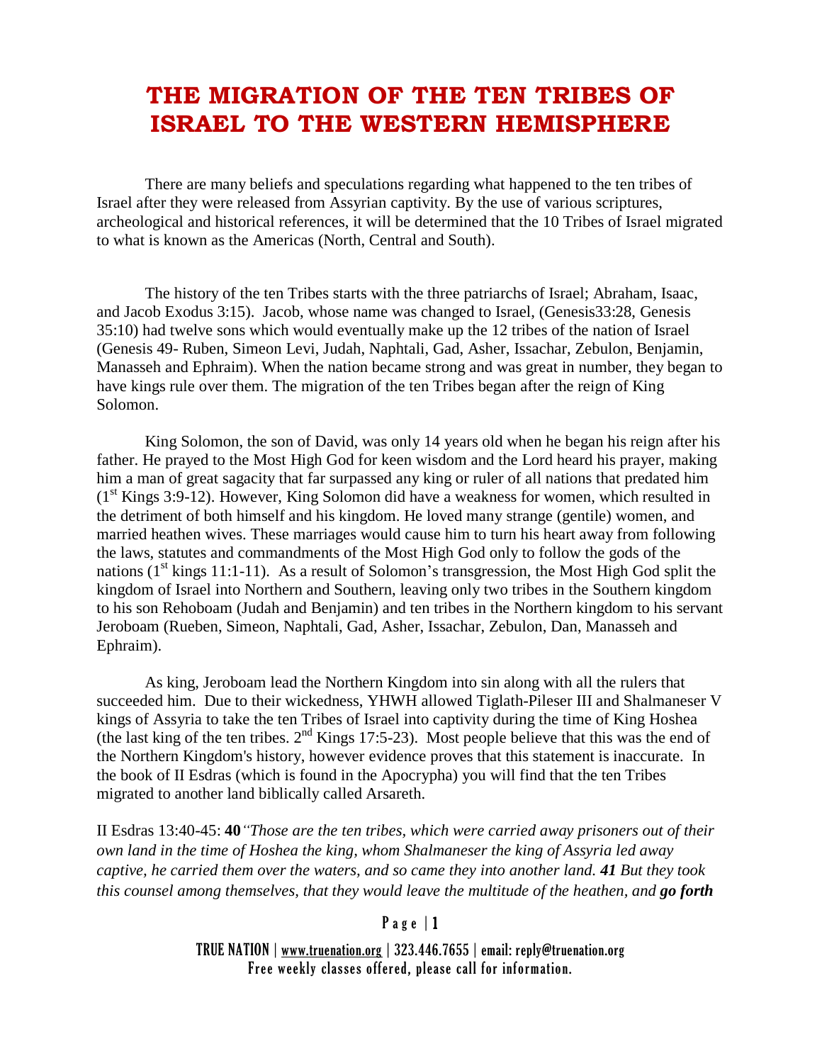# THE MIGRATION OF THE TEN TRIBES OF ISRAEL TO THE WESTERN HEMISPHERE

There are many beliefs and speculations regarding what happened to the ten tribes of Israel after they were released from Assyrian captivity. By the use of various scriptures, archeological and historical references, it will be determined that the 10 Tribes of Israel migrated to what is known as the Americas (North, Central and South).

The history of the ten Tribes starts with the three patriarchs of Israel; Abraham, Isaac, and Jacob Exodus 3:15). Jacob, whose name was changed to Israel, (Genesis33:28, Genesis 35:10) had twelve sons which would eventually make up the 12 tribes of the nation of Israel (Genesis 49- Ruben, Simeon Levi, Judah, Naphtali, Gad, Asher, Issachar, Zebulon, Benjamin, Manasseh and Ephraim). When the nation became strong and was great in number, they began to have kings rule over them. The migration of the ten Tribes began after the reign of King Solomon.

King Solomon, the son of David, was only 14 years old when he began his reign after his father. He prayed to the Most High God for keen wisdom and the Lord heard his prayer, making him a man of great sagacity that far surpassed any king or ruler of all nations that predated him (1st Kings 3:9-12). However, King Solomon did have a weakness for women, which resulted in the detriment of both himself and his kingdom. He loved many strange (gentile) women, and married heathen wives. These marriages would cause him to turn his heart away from following the laws, statutes and commandments of the Most High God only to follow the gods of the nations (1st kings 11:1-11). As a result of Solomon's transgression, the Most High God split the kingdom of Israel into Northern and Southern, leaving only two tribes in the Southern kingdom to his son Rehoboam (Judah and Benjamin) and ten tribes in the Northern kingdom to his servant Jeroboam (Rueben, Simeon, Naphtali, Gad, Asher, Issachar, Zebulon, Dan, Manasseh and Ephraim).

As king, Jeroboam lead the Northern Kingdom into sin along with all the rulers that succeeded him. Due to their wickedness, YHWH allowed Tiglath-Pileser III and Shalmaneser V kings of Assyria to take the ten Tribes of Israel into captivity during the time of King Hoshea (the last king of the ten tribes. 2nd Kings 17:5-23). Most people believe that this was the end of the Northern Kingdom's history, however evidence proves that this statement is inaccurate. In the book of II Esdras (which is found in the Apocrypha) you will find that the ten Tribes migrated to another land biblically called Arsareth.

II Esdras 13:40-45: **40** *"Those are the ten tribes, which were carried away prisoners out of their own land in the time of Hoshea the king, whom Shalmaneser the king of Assyria led away captive, he carried them over the waters, and so came they into another land.* ***41*** *But they took this counsel among themselves, that they would leave the multitude of the heathen, and* ***go forth***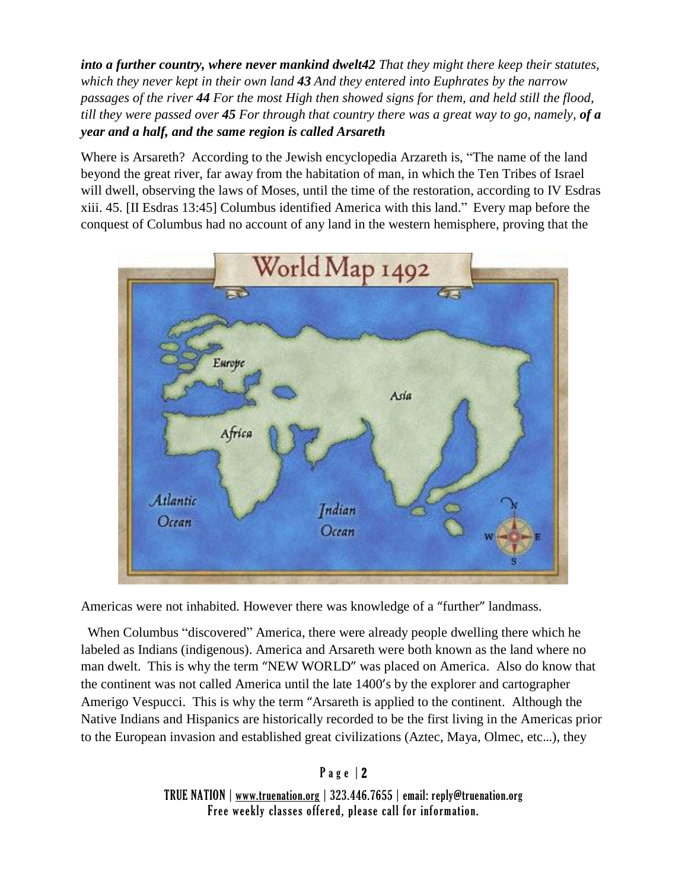***into a further country, where never mankind dwelt42** That they might there keep their statutes, which they never kept in their own land **43** And they entered into Euphrates by the narrow passages of the river **44** For the most High then showed signs for them, and held still the flood, till they were passed over **45** For through that country there was a great way to go, namely, **of a year and a half, and the same region is called Arsareth***

Where is Arsareth? According to the Jewish encyclopedia Arzareth is, "The name of the land beyond the great river, far away from the habitation of man, in which the Ten Tribes of Israel will dwell, observing the laws of Moses, until the time of the restoration, according to IV Esdras xiii. 45. [II Esdras 13:45] Columbus identified America with this land." Every map before the conquest of Columbus had no account of any land in the western hemisphere, proving that the Americas were not inhabited. However there was knowledge of a "further" landmass.

When Columbus "discovered" America, there were already people dwelling there which he labeled as Indians (indigenous). America and Arsareth were both known as the land where no man dwelt. This is why the term "NEW WORLD" was placed on America. Also do know that the continent was not called America until the late 1400's by the explorer and cartographer Amerigo Vespucci. This is why the term "Arsareth is applied to the continent. Although the Native Indians and Hispanics are historically recorded to be the first living in the Americas prior to the European invasion and established great civilizations (Aztec, Maya, Olmec, etc…), they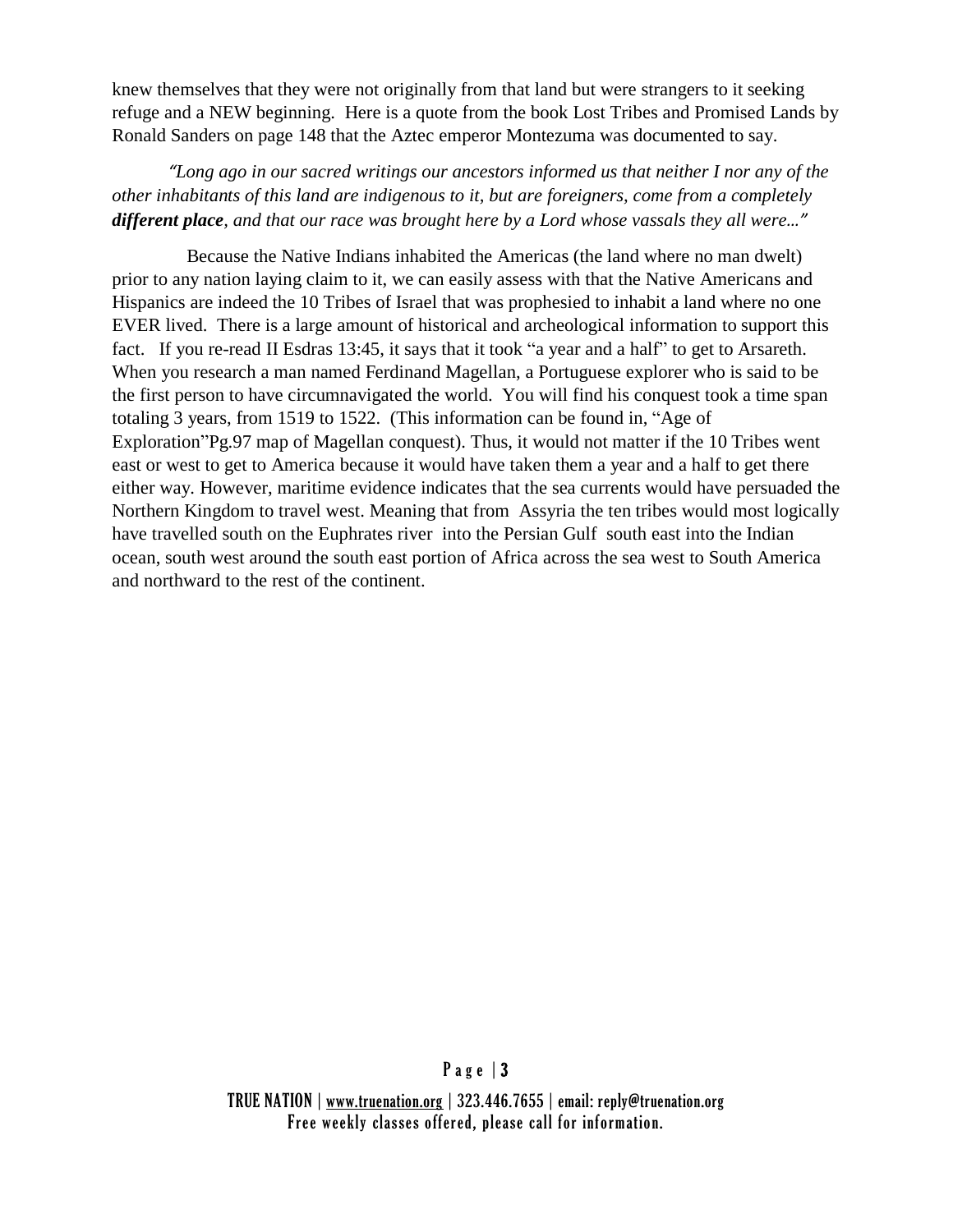knew themselves that they were not originally from that land but were strangers to it seeking refuge and a NEW beginning. Here is a quote from the book Lost Tribes and Promised Lands by Ronald Sanders on page 148 that the Aztec emperor Montezuma was documented to say.

*"Long ago in our sacred writings our ancestors informed us that neither I nor any of the other inhabitants of this land are indigenous to it, but are foreigners, come from a completely **different place**, and that our race was brought here by a Lord whose vassals they all were..."*

Because the Native Indians inhabited the Americas (the land where no man dwelt) prior to any nation laying claim to it, we can easily assess with that the Native Americans and Hispanics are indeed the 10 Tribes of Israel that was prophesied to inhabit a land where no one EVER lived. There is a large amount of historical and archeological information to support this fact. If you re-read II Esdras 13:45, it says that it took "a year and a half" to get to Arsareth. When you research a man named Ferdinand Magellan, a Portuguese explorer who is said to be the first person to have circumnavigated the world. You will find his conquest took a time span totaling 3 years, from 1519 to 1522. (This information can be found in, "Age of Exploration"Pg.97 map of Magellan conquest). Thus, it would not matter if the 10 Tribes went east or west to get to America because it would have taken them a year and a half to get there either way. However, maritime evidence indicates that the sea currents would have persuaded the Northern Kingdom to travel west. Meaning that from Assyria the ten tribes would most logically have travelled south on the Euphrates river into the Persian Gulf south east into the Indian ocean, south west around the south east portion of Africa across the sea west to South America and northward to the rest of the continent.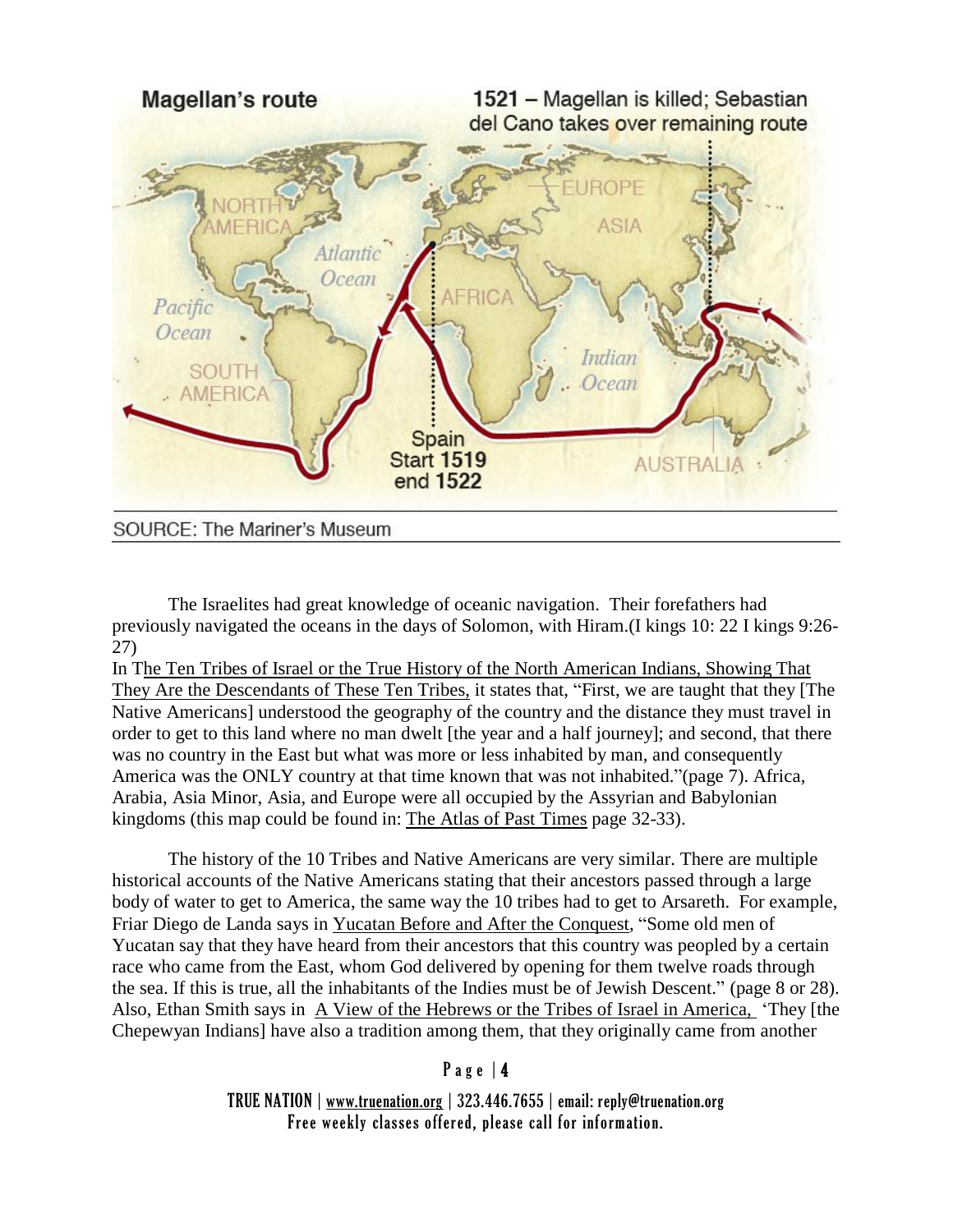The Israelites had great knowledge of oceanic navigation. Their forefathers had previously navigated the oceans in the days of Solomon, with Hiram.(I kings 10: 22 I kings 9:26-27)

In The Ten Tribes of Israel or the True History of the North American Indians, Showing That They Are the Descendants of These Ten Tribes, it states that, "First, we are taught that they [The Native Americans] understood the geography of the country and the distance they must travel in order to get to this land where no man dwelt [the year and a half journey]; and second, that there was no country in the East but what was more or less inhabited by man, and consequently America was the ONLY country at that time known that was not inhabited."(page 7). Africa, Arabia, Asia Minor, Asia, and Europe were all occupied by the Assyrian and Babylonian kingdoms (this map could be found in: The Atlas of Past Times page 32-33).

The history of the 10 Tribes and Native Americans are very similar. There are multiple historical accounts of the Native Americans stating that their ancestors passed through a large body of water to get to America, the same way the 10 tribes had to get to Arsareth. For example, Friar Diego de Landa says in Yucatan Before and After the Conquest, "Some old men of Yucatan say that they have heard from their ancestors that this country was peopled by a certain race who came from the East, whom God delivered by opening for them twelve roads through the sea. If this is true, all the inhabitants of the Indies must be of Jewish Descent." (page 8 or 28). Also, Ethan Smith says in A View of the Hebrews or the Tribes of Israel in America, 'They [the Chepewyan Indians] have also a tradition among them, that they originally came from another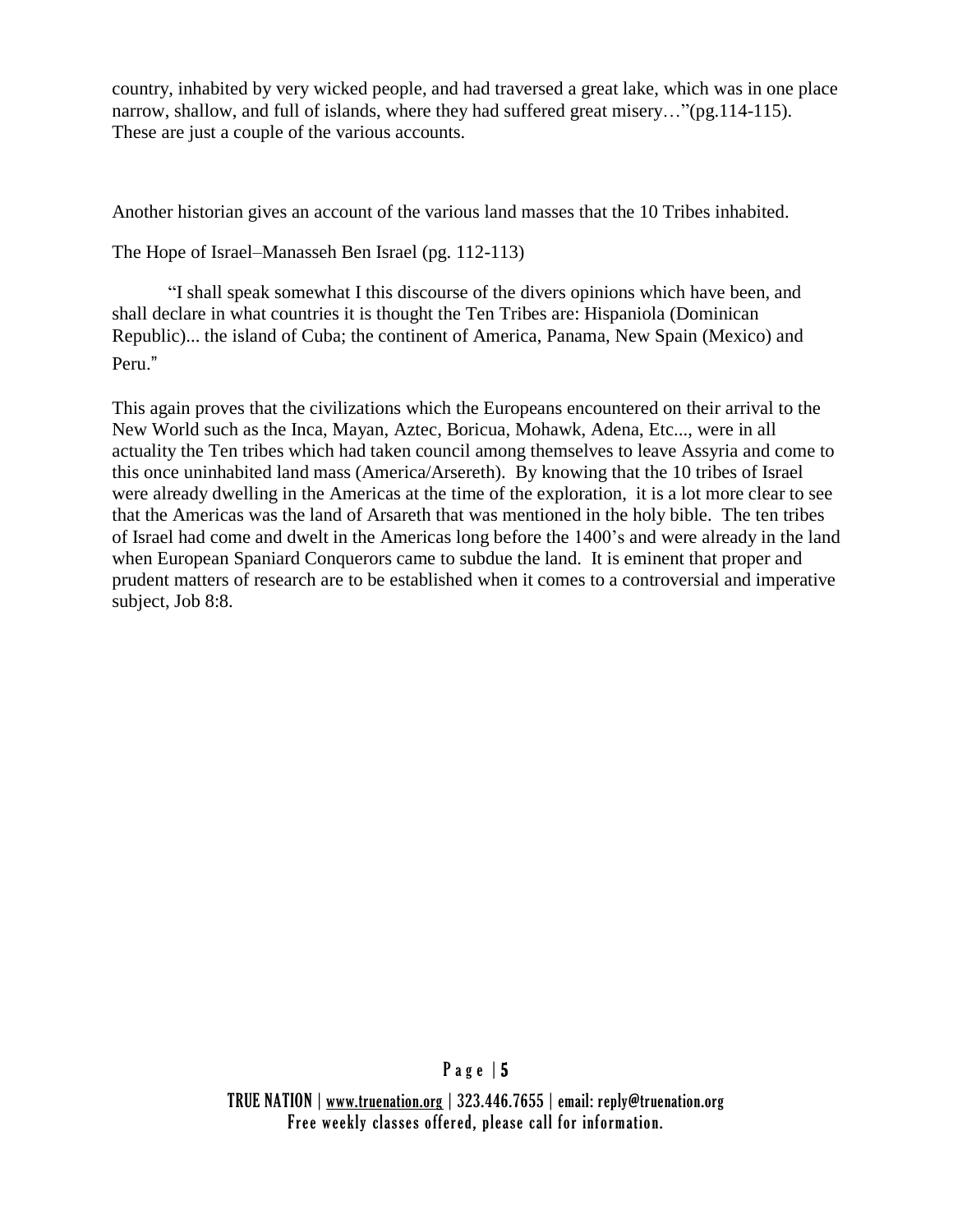country, inhabited by very wicked people, and had traversed a great lake, which was in one place narrow, shallow, and full of islands, where they had suffered great misery…"(pg.114-115). These are just a couple of the various accounts.

Another historian gives an account of the various land masses that the 10 Tribes inhabited.

The Hope of Israel–Manasseh Ben Israel (pg. 112-113)

"I shall speak somewhat I this discourse of the divers opinions which have been, and shall declare in what countries it is thought the Ten Tribes are: Hispaniola (Dominican Republic)... the island of Cuba; the continent of America, Panama, New Spain (Mexico) and Peru."

This again proves that the civilizations which the Europeans encountered on their arrival to the New World such as the Inca, Mayan, Aztec, Boricua, Mohawk, Adena, Etc..., were in all actuality the Ten tribes which had taken council among themselves to leave Assyria and come to this once uninhabited land mass (America/Arsereth). By knowing that the 10 tribes of Israel were already dwelling in the Americas at the time of the exploration, it is a lot more clear to see that the Americas was the land of Arsareth that was mentioned in the holy bible. The ten tribes of Israel had come and dwelt in the Americas long before the 1400's and were already in the land when European Spaniard Conquerors came to subdue the land. It is eminent that proper and prudent matters of research are to be established when it comes to a controversial and imperative subject, Job 8:8.

TRUE NATION | www.truenation.org | 323.446.7655 | email: reply@truenation.org
Free weekly classes offered, please call for information.